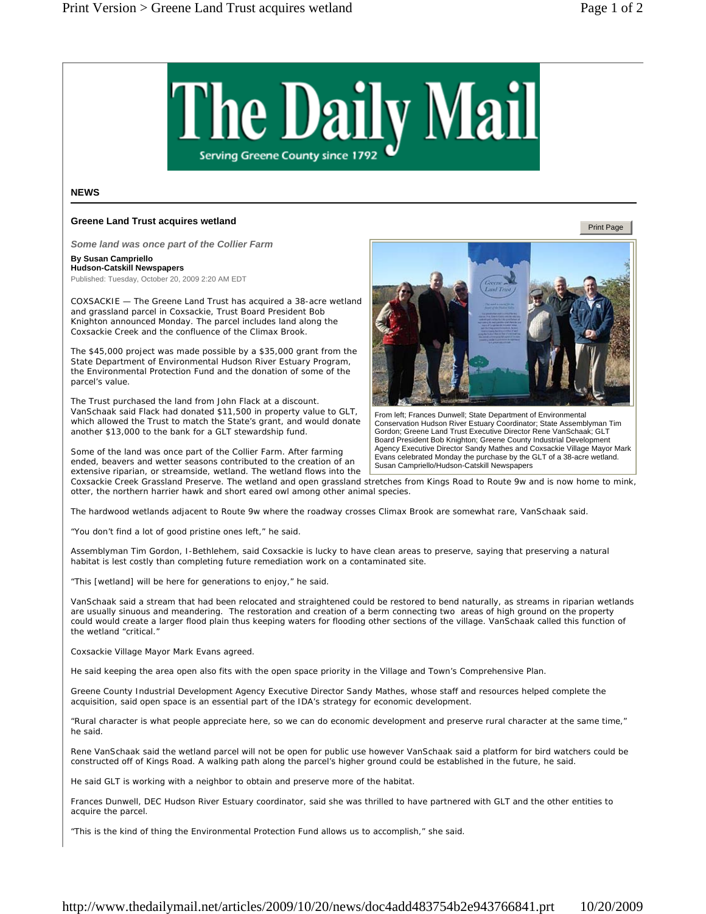# The Daily Mail

Serving Greene County since 1792

**NEWS**

## Greene Land Trust acquires wetland

*Some land was once part of the Collier Farm*

**By Susan Campriello**
**Hudson-Catskill Newspapers**
Published: Tuesday, October 20, 2009 2:20 AM EDT

COXSACKIE — The Greene Land Trust has acquired a 38-acre wetland and grassland parcel in Coxsackie, Trust Board President Bob Knighton announced Monday. The parcel includes land along the Coxsackie Creek and the confluence of the Climax Brook.

The $45,000 project was made possible by a $35,000 grant from the State Department of Environmental Hudson River Estuary Program, the Environmental Protection Fund and the donation of some of the parcel's value.

The Trust purchased the land from John Flack at a discount. VanSchaak said Flack had donated $11,500 in property value to GLT, which allowed the Trust to match the State's grant, and would donate another $13,000 to the bank for a GLT stewardship fund.

From left; Frances Dunwell; State Department of Environmental Conservation Hudson River Estuary Coordinator; State Assemblyman Tim Gordon; Greene Land Trust Executive Director Rene VanSchaak; GLT Board President Bob Knighton; Greene County Industrial Development Agency Executive Director Sandy Mathes and Coxsackie Village Mayor Mark Evans celebrated Monday the purchase by the GLT of a 38-acre wetland. Susan Campriello/Hudson-Catskill Newspapers

Some of the land was once part of the Collier Farm. After farming ended, beavers and wetter seasons contributed to the creation of an extensive riparian, or streamside, wetland. The wetland flows into the Coxsackie Creek Grassland Preserve. The wetland and open grassland stretches from Kings Road to Route 9w and is now home to mink, otter, the northern harrier hawk and short eared owl among other animal species.

The hardwood wetlands adjacent to Route 9w where the roadway crosses Climax Brook are somewhat rare, VanSchaak said.

"You don't find a lot of good pristine ones left," he said.

Assemblyman Tim Gordon, I-Bethlehem, said Coxsackie is lucky to have clean areas to preserve, saying that preserving a natural habitat is lest costly than completing future remediation work on a contaminated site.

"This [wetland] will be here for generations to enjoy," he said.

VanSchaak said a stream that had been relocated and straightened could be restored to bend naturally, as streams in riparian wetlands are usually sinuous and meandering. The restoration and creation of a berm connecting two areas of high ground on the property could would create a larger flood plain thus keeping waters for flooding other sections of the village. VanSchaak called this function of the wetland "critical."

Coxsackie Village Mayor Mark Evans agreed.

He said keeping the area open also fits with the open space priority in the Village and Town's Comprehensive Plan.

Greene County Industrial Development Agency Executive Director Sandy Mathes, whose staff and resources helped complete the acquisition, said open space is an essential part of the IDA's strategy for economic development.

"Rural character is what people appreciate here, so we can do economic development and preserve rural character at the same time," he said.

Rene VanSchaak said the wetland parcel will not be open for public use however VanSchaak said a platform for bird watchers could be constructed off of Kings Road. A walking path along the parcel's higher ground could be established in the future, he said.

He said GLT is working with a neighbor to obtain and preserve more of the habitat.

Frances Dunwell, DEC Hudson River Estuary coordinator, said she was thrilled to have partnered with GLT and the other entities to acquire the parcel.

"This is the kind of thing the Environmental Protection Fund allows us to accomplish," she said.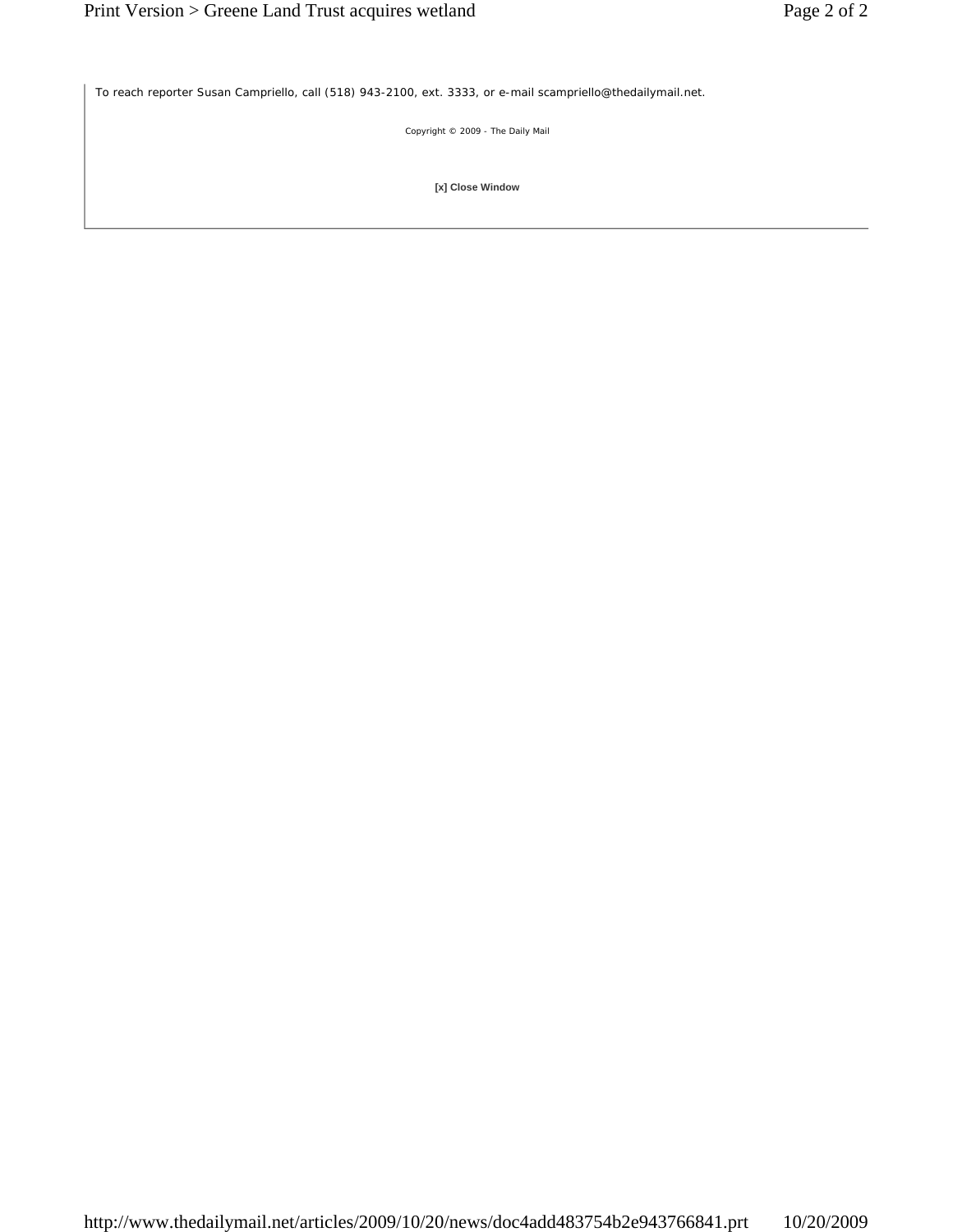To reach reporter Susan Campriello, call (518) 943-2100, ext. 3333, or e-mail scampriello@thedailymail.net.

Copyright © 2009 - The Daily Mail

[x] Close Window